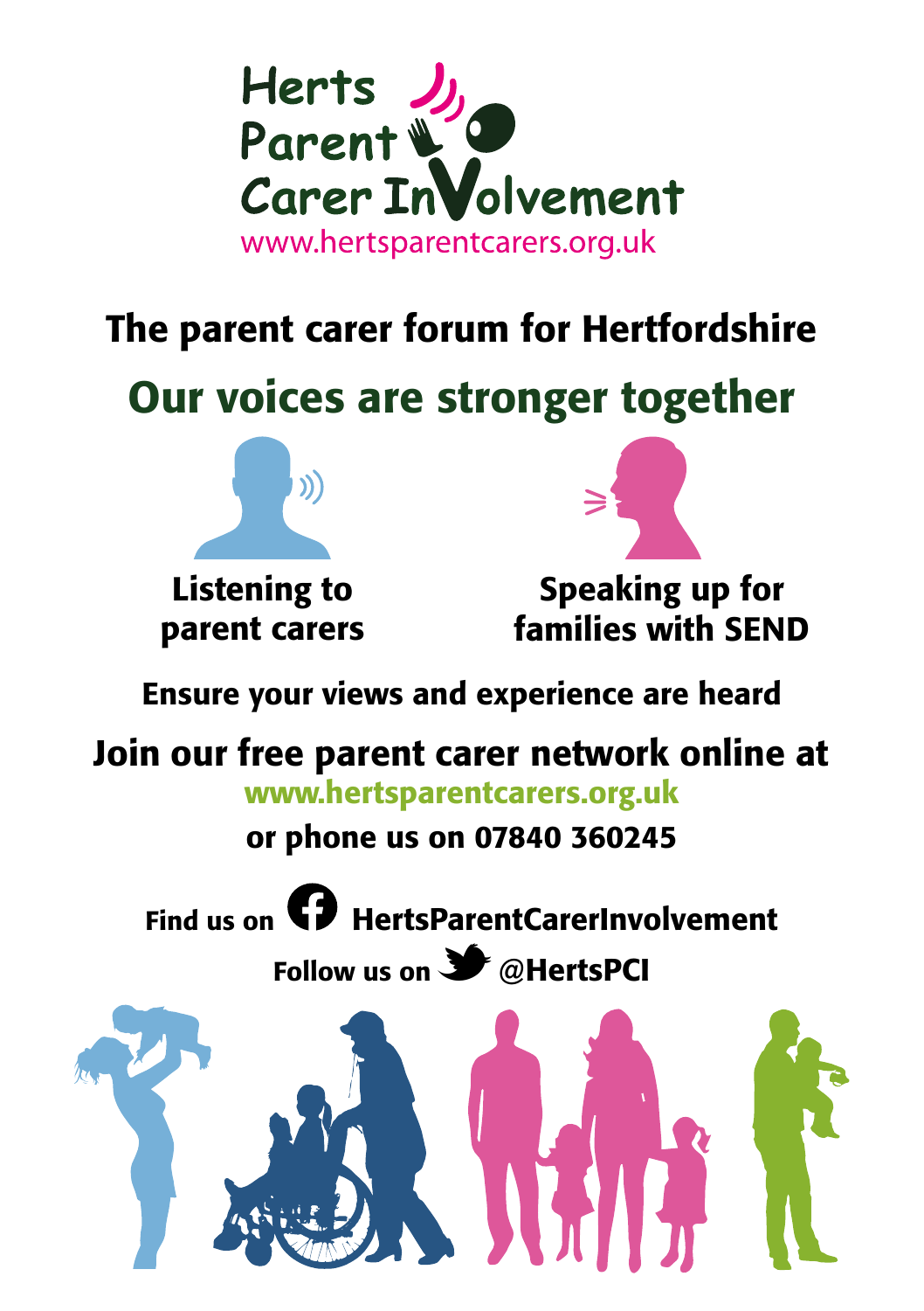# Herts Parent Carer InVolvement

www.hertsparentcarers.org.uk

## The parent carer forum for Hertfordshire

## Our voices are stronger together

**Listening to parent carers**

**Speaking up for families with SEND**

**Ensure your views and experience are heard**

**Join our free parent carer network online at**

**www.hertsparentcarers.org.uk**

**or phone us on 07840 360245**

**Find us on HertsParentCarerInvolvement**

**Follow us on @HertsPCI**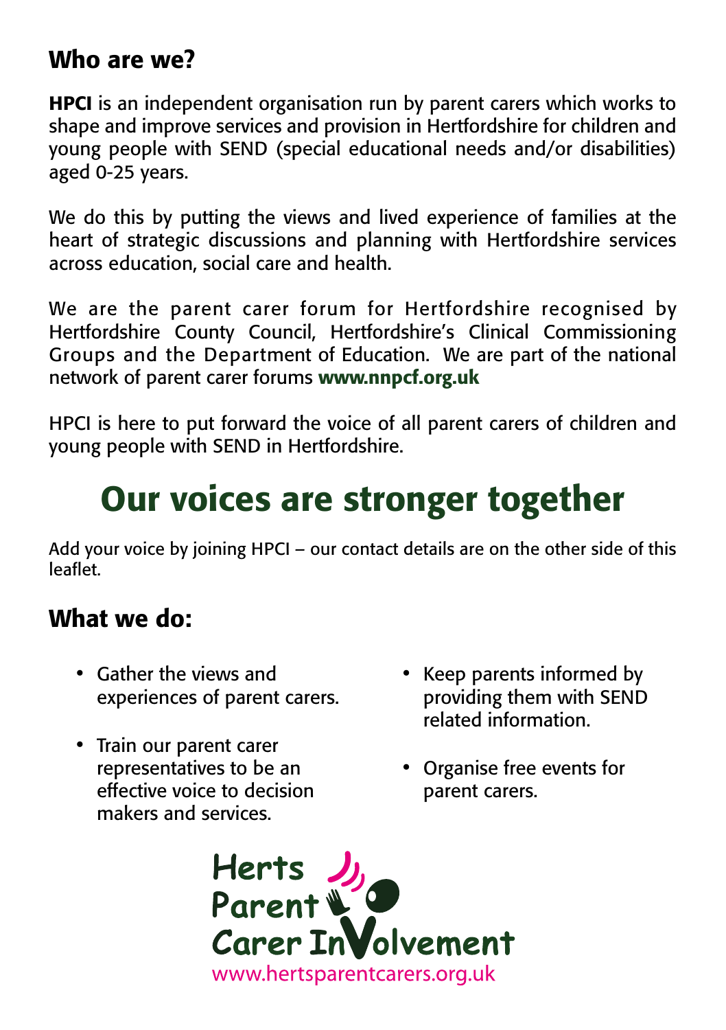## Who are we?

**HPCI** is an independent organisation run by parent carers which works to shape and improve services and provision in Hertfordshire for children and young people with SEND (special educational needs and/or disabilities) aged 0-25 years.

We do this by putting the views and lived experience of families at the heart of strategic discussions and planning with Hertfordshire services across education, social care and health.

We are the parent carer forum for Hertfordshire recognised by Hertfordshire County Council, Hertfordshire's Clinical Commissioning Groups and the Department of Education. We are part of the national network of parent carer forums **www.nnpcf.org.uk**

HPCI is here to put forward the voice of all parent carers of children and young people with SEND in Hertfordshire.

# Our voices are stronger together

Add your voice by joining HPCI – our contact details are on the other side of this leaflet.

## What we do:

- Gather the views and experiences of parent carers.
- Train our parent carer representatives to be an effective voice to decision makers and services.
- Keep parents informed by providing them with SEND related information.
- Organise free events for parent carers.

Herts Parent Carer InVolvement

www.hertsparentcarers.org.uk